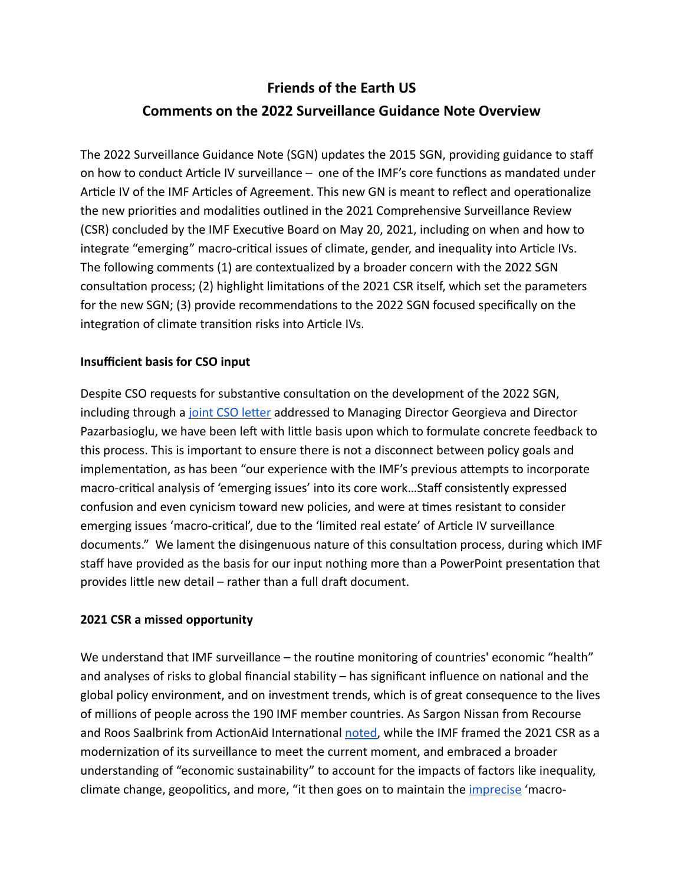# Friends of the Earth US
# Comments on the 2022 Surveillance Guidance Note Overview

The 2022 Surveillance Guidance Note (SGN) updates the 2015 SGN, providing guidance to staff on how to conduct Article IV surveillance – one of the IMF's core functions as mandated under Article IV of the IMF Articles of Agreement. This new GN is meant to reflect and operationalize the new priorities and modalities outlined in the 2021 Comprehensive Surveillance Review (CSR) concluded by the IMF Executive Board on May 20, 2021, including on when and how to integrate "emerging" macro-critical issues of climate, gender, and inequality into Article IVs. The following comments (1) are contextualized by a broader concern with the 2022 SGN consultation process; (2) highlight limitations of the 2021 CSR itself, which set the parameters for the new SGN; (3) provide recommendations to the 2022 SGN focused specifically on the integration of climate transition risks into Article IVs.

**Insufficient basis for CSO input**

Despite CSO requests for substantive consultation on the development of the 2022 SGN, including through a joint CSO letter addressed to Managing Director Georgieva and Director Pazarbasioglu, we have been left with little basis upon which to formulate concrete feedback to this process. This is important to ensure there is not a disconnect between policy goals and implementation, as has been "our experience with the IMF's previous attempts to incorporate macro-critical analysis of 'emerging issues' into its core work…Staff consistently expressed confusion and even cynicism toward new policies, and were at times resistant to consider emerging issues 'macro-critical', due to the 'limited real estate' of Article IV surveillance documents." We lament the disingenuous nature of this consultation process, during which IMF staff have provided as the basis for our input nothing more than a PowerPoint presentation that provides little new detail – rather than a full draft document.

**2021 CSR a missed opportunity**

We understand that IMF surveillance – the routine monitoring of countries' economic "health" and analyses of risks to global financial stability – has significant influence on national and the global policy environment, and on investment trends, which is of great consequence to the lives of millions of people across the 190 IMF member countries. As Sargon Nissan from Recourse and Roos Saalbrink from ActionAid International noted, while the IMF framed the 2021 CSR as a modernization of its surveillance to meet the current moment, and embraced a broader understanding of "economic sustainability" to account for the impacts of factors like inequality, climate change, geopolitics, and more, "it then goes on to maintain the imprecise 'macro-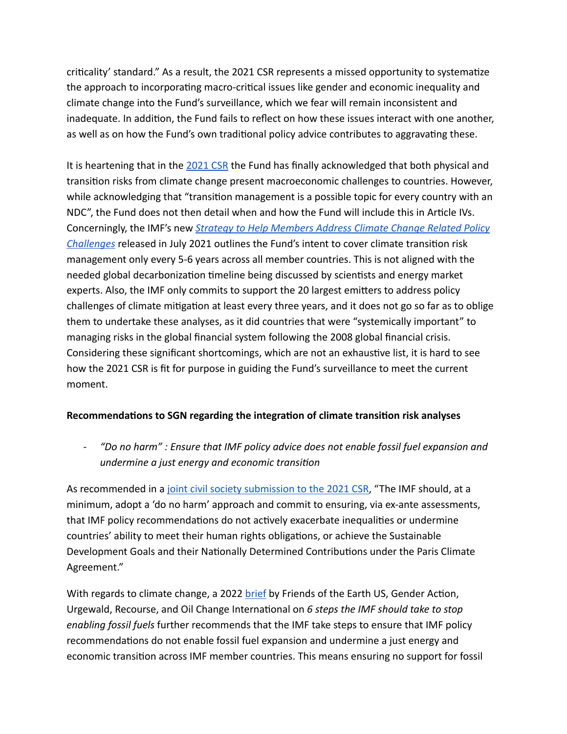criticality' standard." As a result, the 2021 CSR represents a missed opportunity to systematize the approach to incorporating macro-critical issues like gender and economic inequality and climate change into the Fund's surveillance, which we fear will remain inconsistent and inadequate. In addition, the Fund fails to reflect on how these issues interact with one another, as well as on how the Fund's own traditional policy advice contributes to aggravating these.

It is heartening that in the [2021 CSR](#) the Fund has finally acknowledged that both physical and transition risks from climate change present macroeconomic challenges to countries. However, while acknowledging that "transition management is a possible topic for every country with an NDC", the Fund does not then detail when and how the Fund will include this in Article IVs. Concerningly, the IMF's new [*Strategy to Help Members Address Climate Change Related Policy Challenges*](#) released in July 2021 outlines the Fund's intent to cover climate transition risk management only every 5-6 years across all member countries. This is not aligned with the needed global decarbonization timeline being discussed by scientists and energy market experts. Also, the IMF only commits to support the 20 largest emitters to address policy challenges of climate mitigation at least every three years, and it does not go so far as to oblige them to undertake these analyses, as it did countries that were "systemically important" to managing risks in the global financial system following the 2008 global financial crisis. Considering these significant shortcomings, which are not an exhaustive list, it is hard to see how the 2021 CSR is fit for purpose in guiding the Fund's surveillance to meet the current moment.

**Recommendations to SGN regarding the integration of climate transition risk analyses**

- *"Do no harm" : Ensure that IMF policy advice does not enable fossil fuel expansion and undermine a just energy and economic transition*

As recommended in a [joint civil society submission to the 2021 CSR](#), "The IMF should, at a minimum, adopt a 'do no harm' approach and commit to ensuring, via ex-ante assessments, that IMF policy recommendations do not actively exacerbate inequalities or undermine countries' ability to meet their human rights obligations, or achieve the Sustainable Development Goals and their Nationally Determined Contributions under the Paris Climate Agreement."

With regards to climate change, a 2022 [brief](#) by Friends of the Earth US, Gender Action, Urgewald, Recourse, and Oil Change International on *6 steps the IMF should take to stop enabling fossil fuels* further recommends that the IMF take steps to ensure that IMF policy recommendations do not enable fossil fuel expansion and undermine a just energy and economic transition across IMF member countries. This means ensuring no support for fossil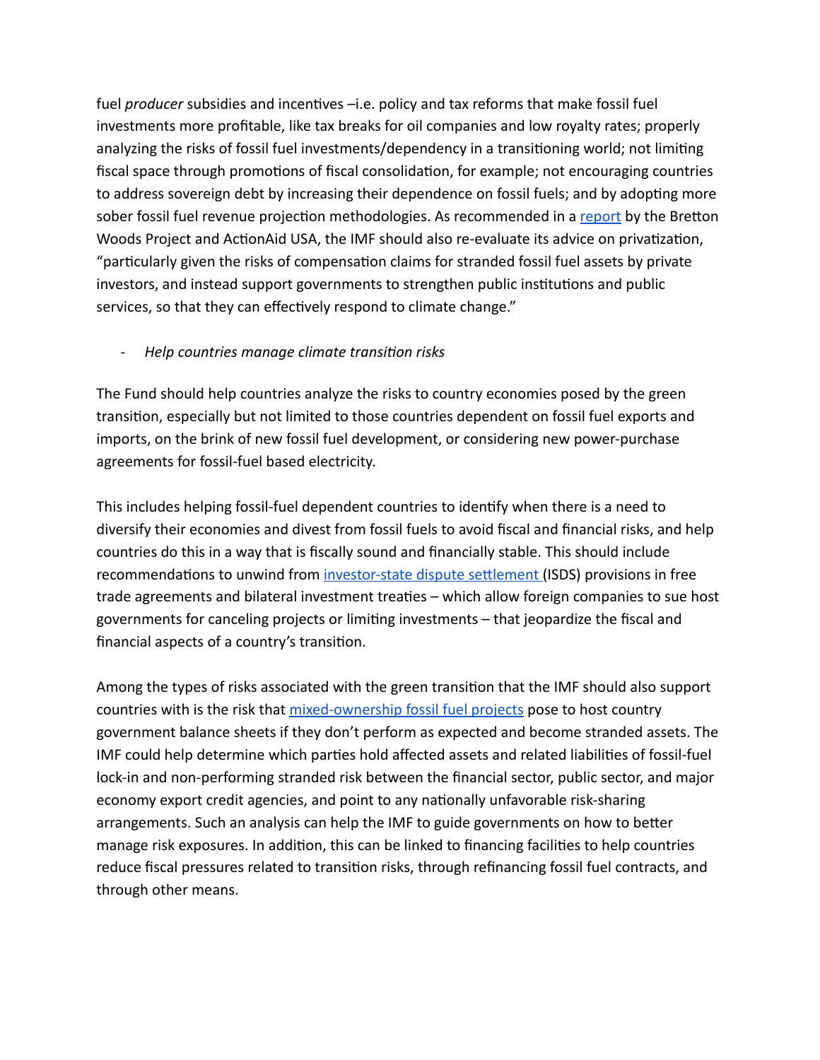fuel *producer* subsidies and incentives –i.e. policy and tax reforms that make fossil fuel investments more profitable, like tax breaks for oil companies and low royalty rates; properly analyzing the risks of fossil fuel investments/dependency in a transitioning world; not limiting fiscal space through promotions of fiscal consolidation, for example; not encouraging countries to address sovereign debt by increasing their dependence on fossil fuels; and by adopting more sober fossil fuel revenue projection methodologies. As recommended in a report by the Bretton Woods Project and ActionAid USA, the IMF should also re-evaluate its advice on privatization, "particularly given the risks of compensation claims for stranded fossil fuel assets by private investors, and instead support governments to strengthen public institutions and public services, so that they can effectively respond to climate change."

- *Help countries manage climate transition risks*

The Fund should help countries analyze the risks to country economies posed by the green transition, especially but not limited to those countries dependent on fossil fuel exports and imports, on the brink of new fossil fuel development, or considering new power-purchase agreements for fossil-fuel based electricity.

This includes helping fossil-fuel dependent countries to identify when there is a need to diversify their economies and divest from fossil fuels to avoid fiscal and financial risks, and help countries do this in a way that is fiscally sound and financially stable. This should include recommendations to unwind from investor-state dispute settlement (ISDS) provisions in free trade agreements and bilateral investment treaties – which allow foreign companies to sue host governments for canceling projects or limiting investments – that jeopardize the fiscal and financial aspects of a country's transition.

Among the types of risks associated with the green transition that the IMF should also support countries with is the risk that mixed-ownership fossil fuel projects pose to host country government balance sheets if they don't perform as expected and become stranded assets. The IMF could help determine which parties hold affected assets and related liabilities of fossil-fuel lock-in and non-performing stranded risk between the financial sector, public sector, and major economy export credit agencies, and point to any nationally unfavorable risk-sharing arrangements. Such an analysis can help the IMF to guide governments on how to better manage risk exposures. In addition, this can be linked to financing facilities to help countries reduce fiscal pressures related to transition risks, through refinancing fossil fuel contracts, and through other means.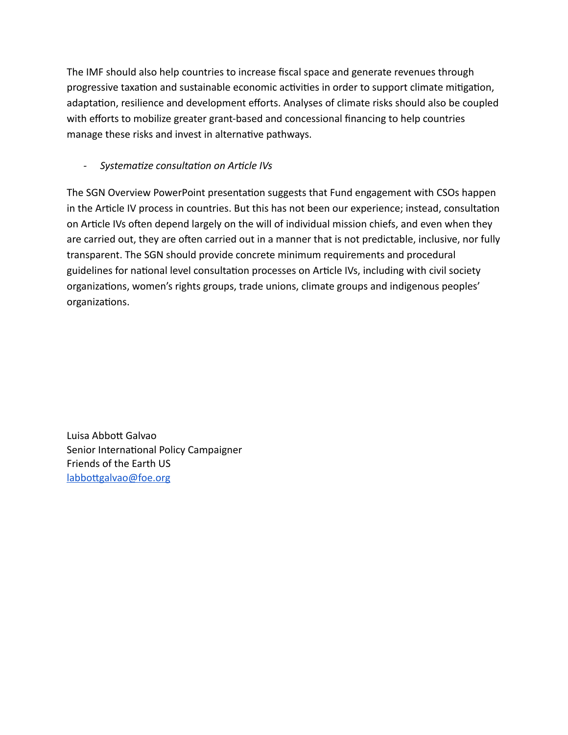The IMF should also help countries to increase fiscal space and generate revenues through progressive taxation and sustainable economic activities in order to support climate mitigation, adaptation, resilience and development efforts. Analyses of climate risks should also be coupled with efforts to mobilize greater grant-based and concessional financing to help countries manage these risks and invest in alternative pathways.

- *Systematize consultation on Article IVs*

The SGN Overview PowerPoint presentation suggests that Fund engagement with CSOs happen in the Article IV process in countries. But this has not been our experience; instead, consultation on Article IVs often depend largely on the will of individual mission chiefs, and even when they are carried out, they are often carried out in a manner that is not predictable, inclusive, nor fully transparent. The SGN should provide concrete minimum requirements and procedural guidelines for national level consultation processes on Article IVs, including with civil society organizations, women's rights groups, trade unions, climate groups and indigenous peoples' organizations.

Luisa Abbott Galvao
Senior International Policy Campaigner
Friends of the Earth US
[labbottgalvao@foe.org](mailto:labbottgalvao@foe.org)